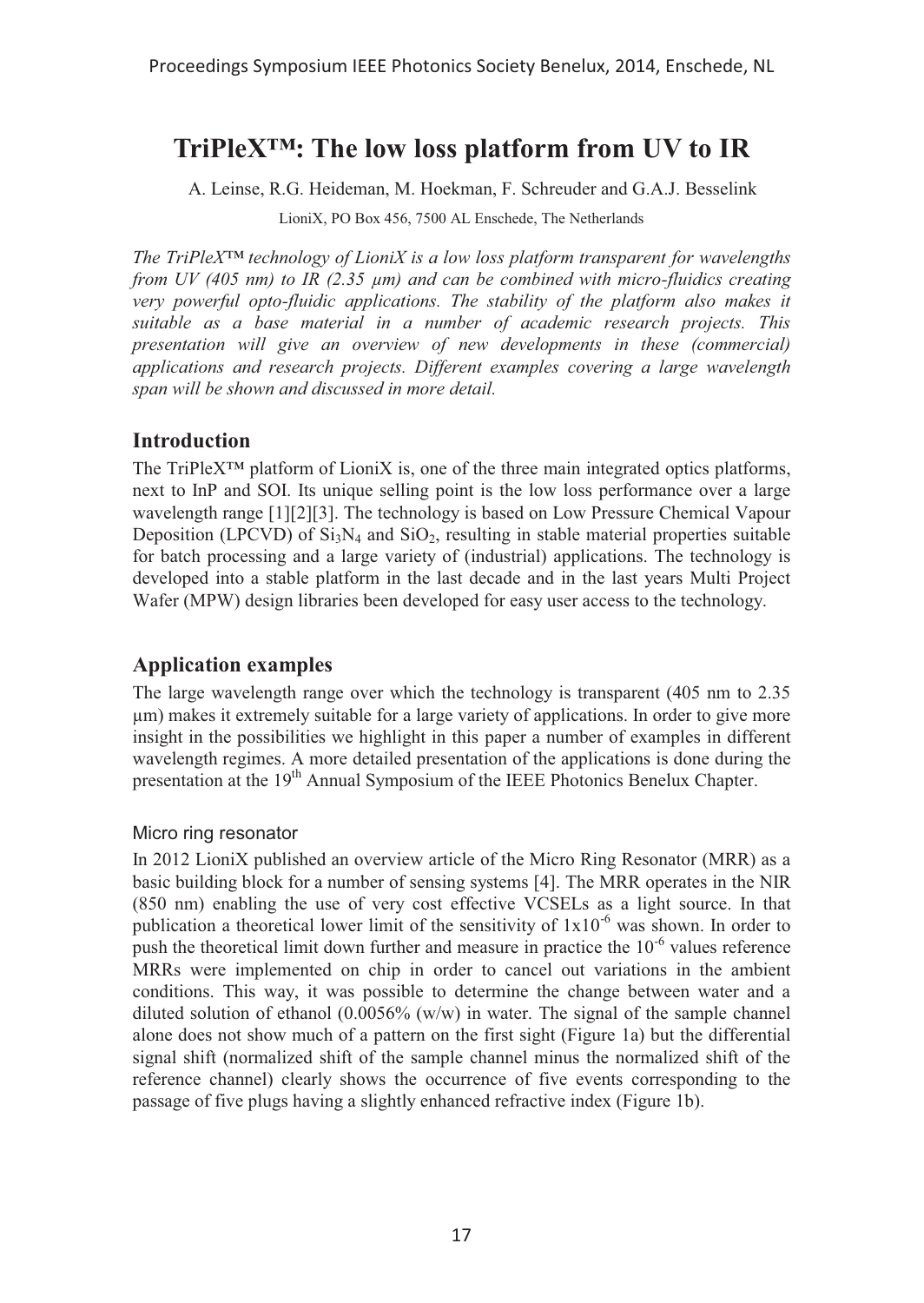# TriPleX™: The low loss platform from UV to IR

A. Leinse, R.G. Heideman, M. Hoekman, F. Schreuder and G.A.J. Besselink

LioniX, PO Box 456, 7500 AL Enschede, The Netherlands

*The TriPleX™ technology of LioniX is a low loss platform transparent for wavelengths from UV (405 nm) to IR (2.35 µm) and can be combined with micro-fluidics creating very powerful opto-fluidic applications. The stability of the platform also makes it suitable as a base material in a number of academic research projects. This presentation will give an overview of new developments in these (commercial) applications and research projects. Different examples covering a large wavelength span will be shown and discussed in more detail.*

## Introduction

The TriPleX™ platform of LioniX is, one of the three main integrated optics platforms, next to InP and SOI. Its unique selling point is the low loss performance over a large wavelength range [1][2][3]. The technology is based on Low Pressure Chemical Vapour Deposition (LPCVD) of $Si_3N_4$ and $SiO_2$, resulting in stable material properties suitable for batch processing and a large variety of (industrial) applications. The technology is developed into a stable platform in the last decade and in the last years Multi Project Wafer (MPW) design libraries been developed for easy user access to the technology.

## Application examples

The large wavelength range over which the technology is transparent (405 nm to 2.35 µm) makes it extremely suitable for a large variety of applications. In order to give more insight in the possibilities we highlight in this paper a number of examples in different wavelength regimes. A more detailed presentation of the applications is done during the presentation at the 19th Annual Symposium of the IEEE Photonics Benelux Chapter.

### Micro ring resonator

In 2012 LioniX published an overview article of the Micro Ring Resonator (MRR) as a basic building block for a number of sensing systems [4]. The MRR operates in the NIR (850 nm) enabling the use of very cost effective VCSELs as a light source. In that publication a theoretical lower limit of the sensitivity of $1 \times 10^{-6}$ was shown. In order to push the theoretical limit down further and measure in practice the $10^{-6}$ values reference MRRs were implemented on chip in order to cancel out variations in the ambient conditions. This way, it was possible to determine the change between water and a diluted solution of ethanol (0.0056% (w/w) in water. The signal of the sample channel alone does not show much of a pattern on the first sight (Figure 1a) but the differential signal shift (normalized shift of the sample channel minus the normalized shift of the reference channel) clearly shows the occurrence of five events corresponding to the passage of five plugs having a slightly enhanced refractive index (Figure 1b).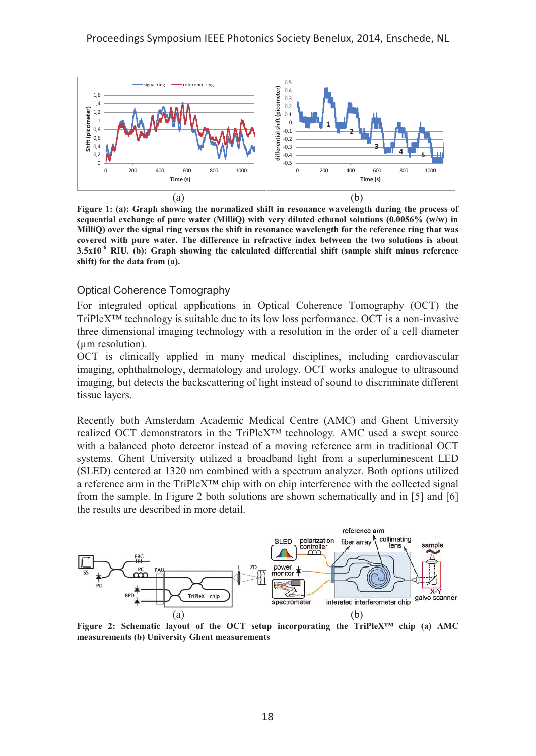signal ring
reference ring

Shift (picometer)

1,6
1,4
1,2
1
0,8
0,6
0,4
0,2
0

0 200 400 600 800 1000

Time (s)

(a)

differential shift (picometer)

0,5
0,4
0,3
0,2
0,1
0
-0,1
-0,2
-0,3
-0,4
-0,5

1 2 3 4 5

0 200 400 600 800 1000

Time (s)

(b)

**Figure 1: (a): Graph showing the normalized shift in resonance wavelength during the process of sequential exchange of pure water (MilliQ) with very diluted ethanol solutions (0.0056% (w/w) in MilliQ) over the signal ring versus the shift in resonance wavelength for the reference ring that was covered with pure water. The difference in refractive index between the two solutions is about $3.5 \times 10^{-6}$ RIU. (b): Graph showing the calculated differential shift (sample shift minus reference shift) for the data from (a).**

## Optical Coherence Tomography

For integrated optical applications in Optical Coherence Tomography (OCT) the TriPleX™ technology is suitable due to its low loss performance. OCT is a non-invasive three dimensional imaging technology with a resolution in the order of a cell diameter (µm resolution).

OCT is clinically applied in many medical disciplines, including cardiovascular imaging, ophthalmology, dermatology and urology. OCT works analogue to ultrasound imaging, but detects the backscattering of light instead of sound to discriminate different tissue layers.

Recently both Amsterdam Academic Medical Centre (AMC) and Ghent University realized OCT demonstrators in the TriPleX™ technology. AMC used a swept source with a balanced photo detector instead of a moving reference arm in traditional OCT systems. Ghent University utilized a broadband light from a superluminescent LED (SLED) centered at 1320 nm combined with a spectrum analyzer. Both options utilized a reference arm in the TriPleX™ chip with on chip interference with the collected signal from the sample. In Figure 2 both solutions are shown schematically and in [5] and [6] the results are described in more detail.

SS
PD
FBG
PC
FAU
BPD
TriPlex chip
L
ZD

(a)

SLED
polarization controller
power monitor
spectrometer
reference arm
fiber array
collimating lens
sample
X-Y galvo scanner
interated interferometer chip

(b)

**Figure 2: Schematic layout of the OCT setup incorporating the TriPleX™ chip (a) AMC measurements (b) University Ghent measurements**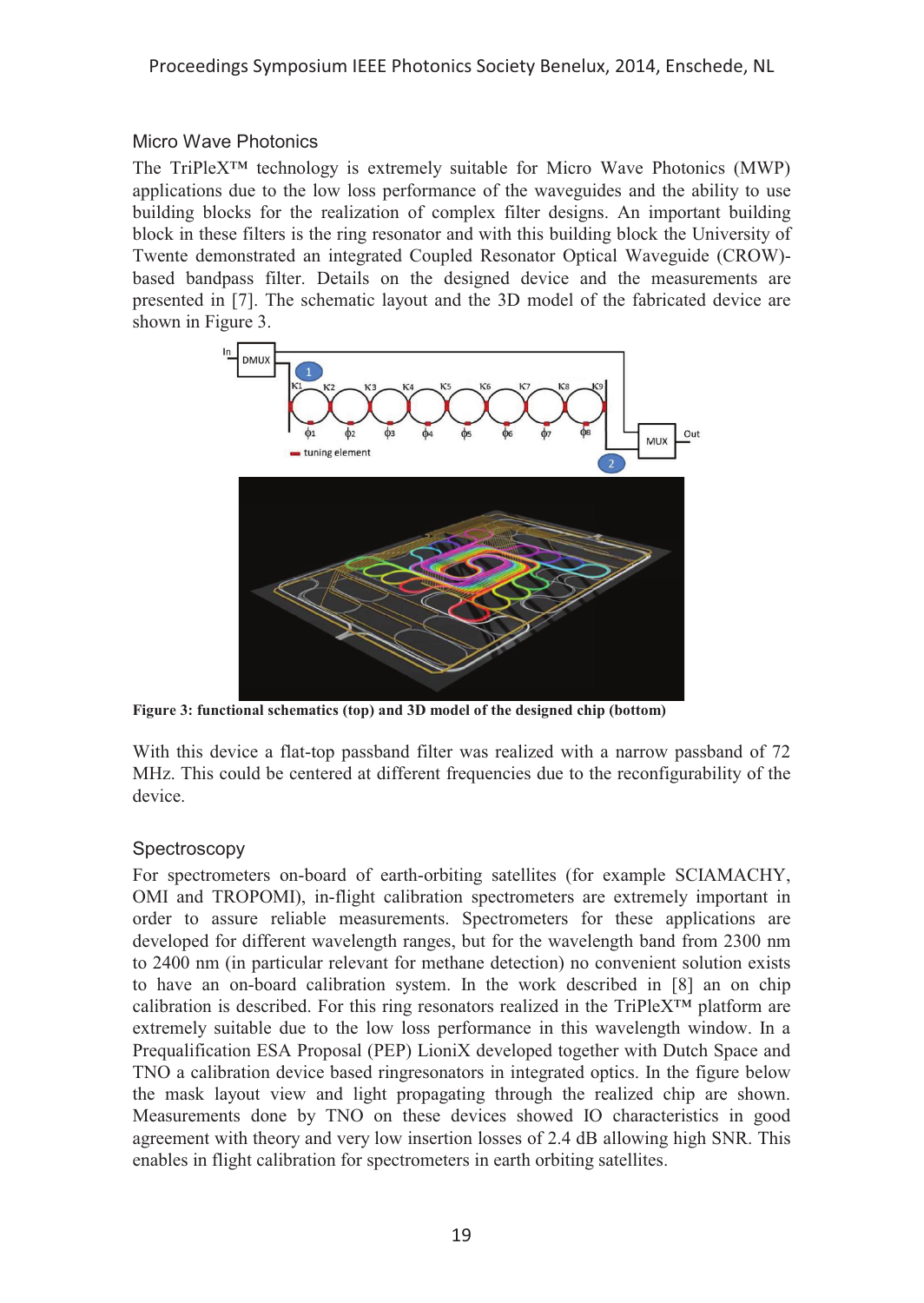## Micro Wave Photonics

The TriPleX™ technology is extremely suitable for Micro Wave Photonics (MWP) applications due to the low loss performance of the waveguides and the ability to use building blocks for the realization of complex filter designs. An important building block in these filters is the ring resonator and with this building block the University of Twente demonstrated an integrated Coupled Resonator Optical Waveguide (CROW)-based bandpass filter. Details on the designed device and the measurements are presented in [7]. The schematic layout and the 3D model of the fabricated device are shown in Figure 3.

In
DMUX
1
K1 K2 K3 K4 K5 K6 K7 K8 K9
ϕ1 ϕ2 ϕ3 ϕ4 ϕ5 ϕ6 ϕ7 ϕ8
tuning element
MUX
Out
2

**Figure 3: functional schematics (top) and 3D model of the designed chip (bottom)**

With this device a flat-top passband filter was realized with a narrow passband of 72 MHz. This could be centered at different frequencies due to the reconfigurability of the device.

## Spectroscopy

For spectrometers on-board of earth-orbiting satellites (for example SCIAMACHY, OMI and TROPOMI), in-flight calibration spectrometers are extremely important in order to assure reliable measurements. Spectrometers for these applications are developed for different wavelength ranges, but for the wavelength band from 2300 nm to 2400 nm (in particular relevant for methane detection) no convenient solution exists to have an on-board calibration system. In the work described in [8] an on chip calibration is described. For this ring resonators realized in the TriPleX™ platform are extremely suitable due to the low loss performance in this wavelength window. In a Prequalification ESA Proposal (PEP) LioniX developed together with Dutch Space and TNO a calibration device based ringresonators in integrated optics. In the figure below the mask layout view and light propagating through the realized chip are shown. Measurements done by TNO on these devices showed IO characteristics in good agreement with theory and very low insertion losses of 2.4 dB allowing high SNR. This enables in flight calibration for spectrometers in earth orbiting satellites.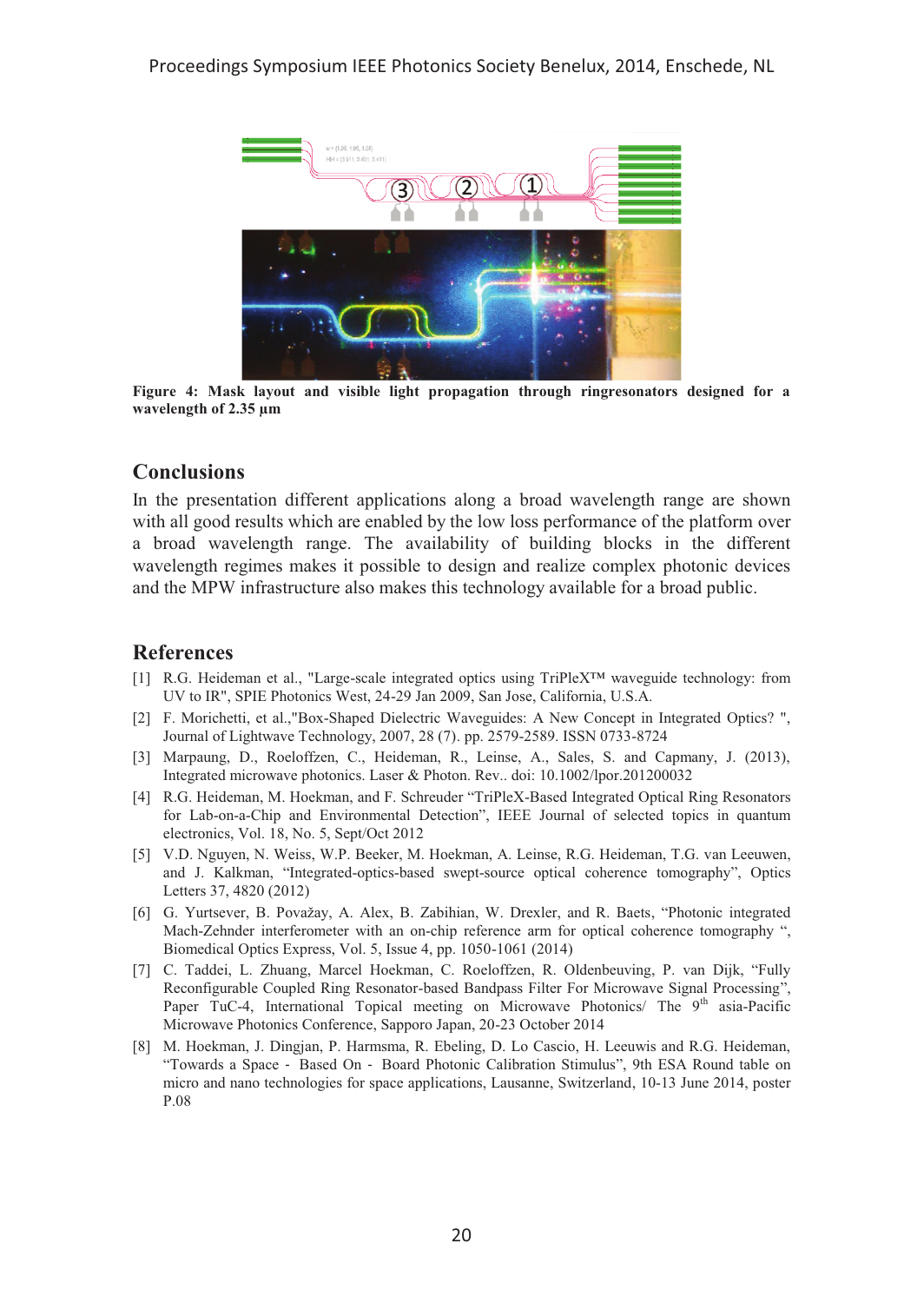Figure 4: Mask layout and visible light propagation through ringresonators designed for a wavelength of 2.35 µm

## Conclusions

In the presentation different applications along a broad wavelength range are shown with all good results which are enabled by the low loss performance of the platform over a broad wavelength range. The availability of building blocks in the different wavelength regimes makes it possible to design and realize complex photonic devices and the MPW infrastructure also makes this technology available for a broad public.

## References

[1] R.G. Heideman et al., "Large-scale integrated optics using TriPleX™ waveguide technology: from UV to IR", SPIE Photonics West, 24-29 Jan 2009, San Jose, California, U.S.A.

[2] F. Morichetti, et al.,"Box-Shaped Dielectric Waveguides: A New Concept in Integrated Optics? ", Journal of Lightwave Technology, 2007, 28 (7). pp. 2579-2589. ISSN 0733-8724

[3] Marpaung, D., Roeloffzen, C., Heideman, R., Leinse, A., Sales, S. and Capmany, J. (2013), Integrated microwave photonics. Laser & Photon. Rev.. doi: 10.1002/lpor.201200032

[4] R.G. Heideman, M. Hoekman, and F. Schreuder "TriPleX-Based Integrated Optical Ring Resonators for Lab-on-a-Chip and Environmental Detection", IEEE Journal of selected topics in quantum electronics, Vol. 18, No. 5, Sept/Oct 2012

[5] V.D. Nguyen, N. Weiss, W.P. Beeker, M. Hoekman, A. Leinse, R.G. Heideman, T.G. van Leeuwen, and J. Kalkman, "Integrated-optics-based swept-source optical coherence tomography", Optics Letters 37, 4820 (2012)

[6] G. Yurtsever, B. Považay, A. Alex, B. Zabihian, W. Drexler, and R. Baets, "Photonic integrated Mach-Zehnder interferometer with an on-chip reference arm for optical coherence tomography ", Biomedical Optics Express, Vol. 5, Issue 4, pp. 1050-1061 (2014)

[7] C. Taddei, L. Zhuang, Marcel Hoekman, C. Roeloffzen, R. Oldenbeuving, P. van Dijk, "Fully Reconfigurable Coupled Ring Resonator-based Bandpass Filter For Microwave Signal Processing", Paper TuC-4, International Topical meeting on Microwave Photonics/ The 9th asia-Pacific Microwave Photonics Conference, Sapporo Japan, 20-23 October 2014

[8] M. Hoekman, J. Dingjan, P. Harmsma, R. Ebeling, D. Lo Cascio, H. Leeuwis and R.G. Heideman, "Towards a Space - Based On - Board Photonic Calibration Stimulus", 9th ESA Round table on micro and nano technologies for space applications, Lausanne, Switzerland, 10-13 June 2014, poster P.08